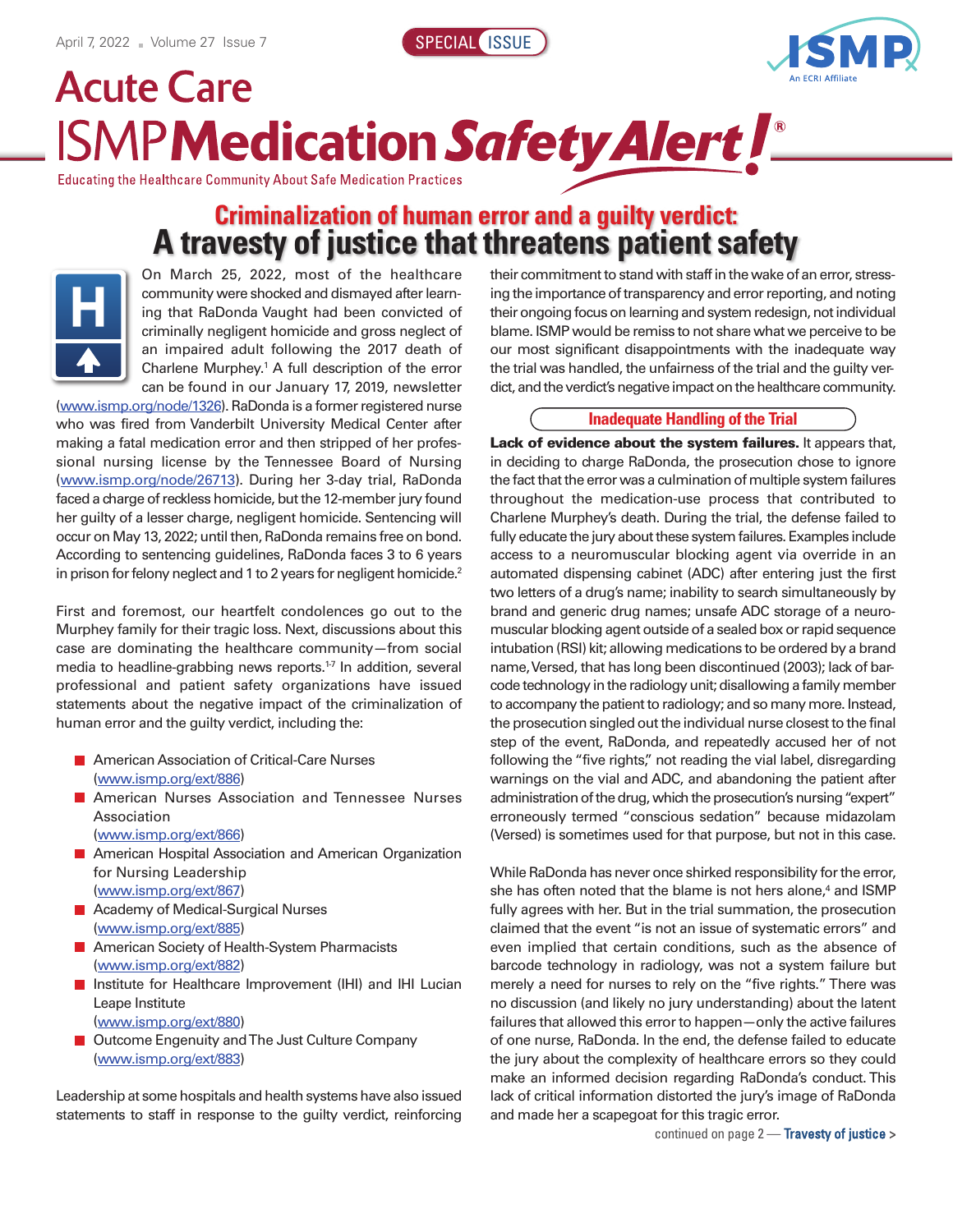# Criminalization of human error and a guilty verdict: A travesty of justice that threatens patient safety

On March 25, 2022, most of the healthcare community were shocked and dismayed after learning that RaDonda Vaught had been convicted of criminally negligent homicide and gross neglect of an impaired adult following the 2017 death of Charlene Murphey.[1] A full description of the error can be found in our January 17, 2019, newsletter (www.ismp.org/node/1326). RaDonda is a former registered nurse who was fired from Vanderbilt University Medical Center after making a fatal medication error and then stripped of her professional nursing license by the Tennessee Board of Nursing (www.ismp.org/node/26713). During her 3-day trial, RaDonda faced a charge of reckless homicide, but the 12-member jury found her guilty of a lesser charge, negligent homicide. Sentencing will occur on May 13, 2022; until then, RaDonda remains free on bond. According to sentencing guidelines, RaDonda faces 3 to 6 years in prison for felony neglect and 1 to 2 years for negligent homicide.[2]

First and foremost, our heartfelt condolences go out to the Murphey family for their tragic loss. Next, discussions about this case are dominating the healthcare community—from social media to headline-grabbing news reports.[1-7] In addition, several professional and patient safety organizations have issued statements about the negative impact of the criminalization of human error and the guilty verdict, including the:

- American Association of Critical-Care Nurses (www.ismp.org/ext/886)
- American Nurses Association and Tennessee Nurses Association (www.ismp.org/ext/866)
- American Hospital Association and American Organization for Nursing Leadership (www.ismp.org/ext/867)
- Academy of Medical-Surgical Nurses (www.ismp.org/ext/885)
- American Society of Health-System Pharmacists (www.ismp.org/ext/882)
- Institute for Healthcare Improvement (IHI) and IHI Lucian Leape Institute (www.ismp.org/ext/880)
- Outcome Engenuity and The Just Culture Company (www.ismp.org/ext/883)

Leadership at some hospitals and health systems have also issued statements to staff in response to the guilty verdict, reinforcing their commitment to stand with staff in the wake of an error, stressing the importance of transparency and error reporting, and noting their ongoing focus on learning and system redesign, not individual blame. ISMP would be remiss to not share what we perceive to be our most significant disappointments with the inadequate way the trial was handled, the unfairness of the trial and the guilty verdict, and the verdict's negative impact on the healthcare community.

## Inadequate Handling of the Trial

**Lack of evidence about the system failures.** It appears that, in deciding to charge RaDonda, the prosecution chose to ignore the fact that the error was a culmination of multiple system failures throughout the medication-use process that contributed to Charlene Murphey's death. During the trial, the defense failed to fully educate the jury about these system failures. Examples include access to a neuromuscular blocking agent via override in an automated dispensing cabinet (ADC) after entering just the first two letters of a drug's name; inability to search simultaneously by brand and generic drug names; unsafe ADC storage of a neuromuscular blocking agent outside of a sealed box or rapid sequence intubation (RSI) kit; allowing medications to be ordered by a brand name, Versed, that has long been discontinued (2003); lack of barcode technology in the radiology unit; disallowing a family member to accompany the patient to radiology; and so many more. Instead, the prosecution singled out the individual nurse closest to the final step of the event, RaDonda, and repeatedly accused her of not following the "five rights," not reading the vial label, disregarding warnings on the vial and ADC, and abandoning the patient after administration of the drug, which the prosecution's nursing "expert" erroneously termed "conscious sedation" because midazolam (Versed) is sometimes used for that purpose, but not in this case.

While RaDonda has never once shirked responsibility for the error, she has often noted that the blame is not hers alone,[4] and ISMP fully agrees with her. But in the trial summation, the prosecution claimed that the event "is not an issue of systematic errors" and even implied that certain conditions, such as the absence of barcode technology in radiology, was not a system failure but merely a need for nurses to rely on the "five rights." There was no discussion (and likely no jury understanding) about the latent failures that allowed this error to happen—only the active failures of one nurse, RaDonda. In the end, the defense failed to educate the jury about the complexity of healthcare errors so they could make an informed decision regarding RaDonda's conduct. This lack of critical information distorted the jury's image of RaDonda and made her a scapegoat for this tragic error.

continued on page 2 — Travesty of justice >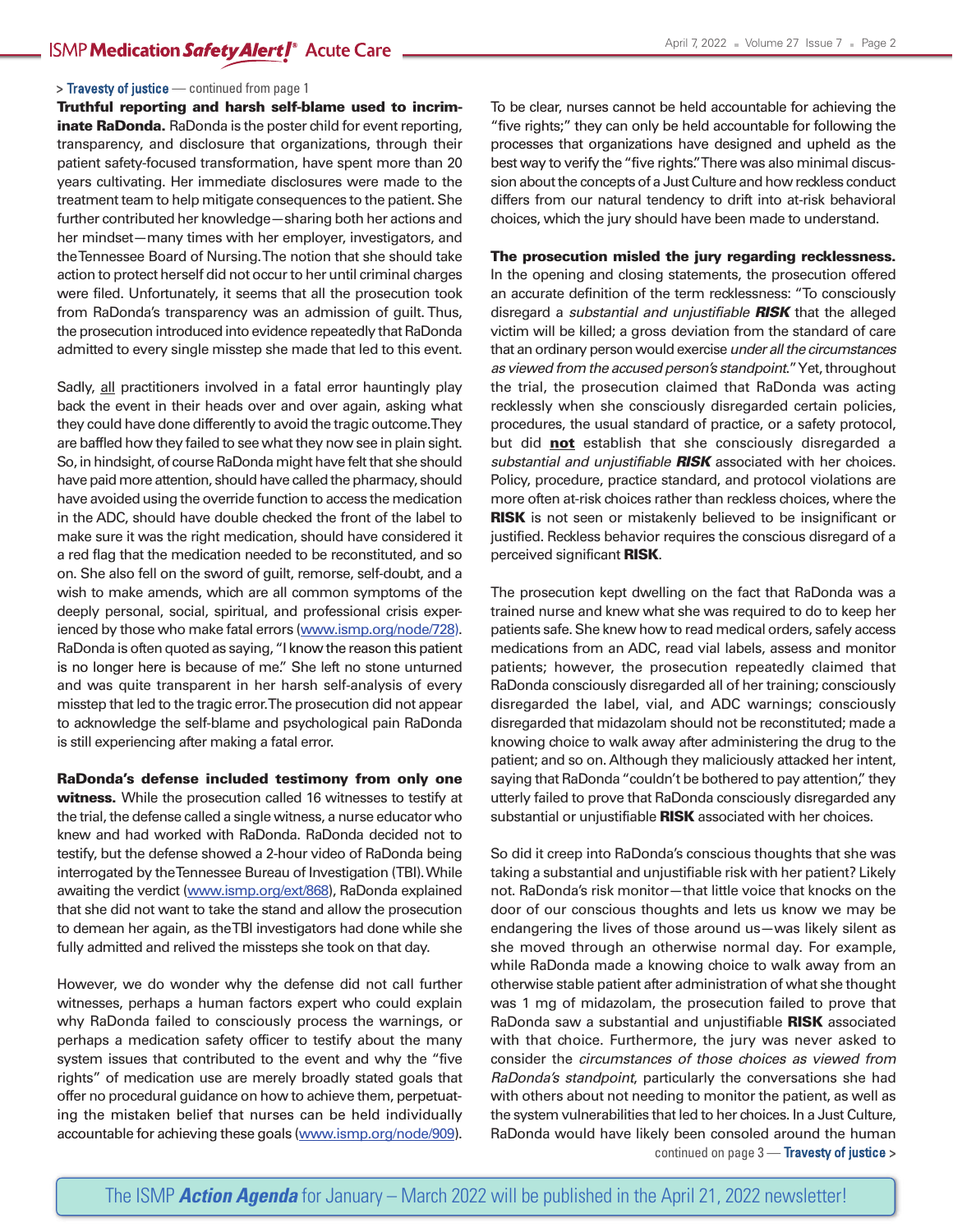> Travesty of justice — continued from page 1

**Truthful reporting and harsh self-blame used to incriminate RaDonda.** RaDonda is the poster child for event reporting, transparency, and disclosure that organizations, through their patient safety-focused transformation, have spent more than 20 years cultivating. Her immediate disclosures were made to the treatment team to help mitigate consequences to the patient. She further contributed her knowledge—sharing both her actions and her mindset—many times with her employer, investigators, and the Tennessee Board of Nursing. The notion that she should take action to protect herself did not occur to her until criminal charges were filed. Unfortunately, it seems that all the prosecution took from RaDonda's transparency was an admission of guilt. Thus, the prosecution introduced into evidence repeatedly that RaDonda admitted to every single misstep she made that led to this event.

Sadly, all practitioners involved in a fatal error hauntingly play back the event in their heads over and over again, asking what they could have done differently to avoid the tragic outcome. They are baffled how they failed to see what they now see in plain sight. So, in hindsight, of course RaDonda might have felt that she should have paid more attention, should have called the pharmacy, should have avoided using the override function to access the medication in the ADC, should have double checked the front of the label to make sure it was the right medication, should have considered it a red flag that the medication needed to be reconstituted, and so on. She also fell on the sword of guilt, remorse, self-doubt, and a wish to make amends, which are all common symptoms of the deeply personal, social, spiritual, and professional crisis experienced by those who make fatal errors (www.ismp.org/node/728). RaDonda is often quoted as saying, "I know the reason this patient is no longer here is because of me." She left no stone unturned and was quite transparent in her harsh self-analysis of every misstep that led to the tragic error. The prosecution did not appear to acknowledge the self-blame and psychological pain RaDonda is still experiencing after making a fatal error.

**RaDonda's defense included testimony from only one witness.** While the prosecution called 16 witnesses to testify at the trial, the defense called a single witness, a nurse educator who knew and had worked with RaDonda. RaDonda decided not to testify, but the defense showed a 2-hour video of RaDonda being interrogated by the Tennessee Bureau of Investigation (TBI). While awaiting the verdict (www.ismp.org/ext/868), RaDonda explained that she did not want to take the stand and allow the prosecution to demean her again, as the TBI investigators had done while she fully admitted and relived the missteps she took on that day.

However, we do wonder why the defense did not call further witnesses, perhaps a human factors expert who could explain why RaDonda failed to consciously process the warnings, or perhaps a medication safety officer to testify about the many system issues that contributed to the event and why the "five rights" of medication use are merely broadly stated goals that offer no procedural guidance on how to achieve them, perpetuating the mistaken belief that nurses can be held individually accountable for achieving these goals (www.ismp.org/node/909). To be clear, nurses cannot be held accountable for achieving the "five rights;" they can only be held accountable for following the processes that organizations have designed and upheld as the best way to verify the "five rights." There was also minimal discussion about the concepts of a Just Culture and how reckless conduct differs from our natural tendency to drift into at-risk behavioral choices, which the jury should have been made to understand.

**The prosecution misled the jury regarding recklessness.** In the opening and closing statements, the prosecution offered an accurate definition of the term recklessness: "To consciously disregard a *substantial and unjustifiable* ***RISK*** that the alleged victim will be killed; a gross deviation from the standard of care that an ordinary person would exercise *under all the circumstances as viewed from the accused person's standpoint*." Yet, throughout the trial, the prosecution claimed that RaDonda was acting recklessly when she consciously disregarded certain policies, procedures, the usual standard of practice, or a safety protocol, but did **not** establish that she consciously disregarded a *substantial and unjustifiable* ***RISK*** associated with her choices. Policy, procedure, practice standard, and protocol violations are more often at-risk choices rather than reckless choices, where the **RISK** is not seen or mistakenly believed to be insignificant or justified. Reckless behavior requires the conscious disregard of a perceived significant **RISK**.

The prosecution kept dwelling on the fact that RaDonda was a trained nurse and knew what she was required to do to keep her patients safe. She knew how to read medical orders, safely access medications from an ADC, read vial labels, assess and monitor patients; however, the prosecution repeatedly claimed that RaDonda consciously disregarded all of her training; consciously disregarded the label, vial, and ADC warnings; consciously disregarded that midazolam should not be reconstituted; made a knowing choice to walk away after administering the drug to the patient; and so on. Although they maliciously attacked her intent, saying that RaDonda "couldn't be bothered to pay attention," they utterly failed to prove that RaDonda consciously disregarded any substantial or unjustifiable **RISK** associated with her choices.

So did it creep into RaDonda's conscious thoughts that she was taking a substantial and unjustifiable risk with her patient? Likely not. RaDonda's risk monitor—that little voice that knocks on the door of our conscious thoughts and lets us know we may be endangering the lives of those around us—was likely silent as she moved through an otherwise normal day. For example, while RaDonda made a knowing choice to walk away from an otherwise stable patient after administration of what she thought was 1 mg of midazolam, the prosecution failed to prove that RaDonda saw a substantial and unjustifiable **RISK** associated with that choice. Furthermore, the jury was never asked to consider the *circumstances of those choices as viewed from RaDonda's standpoint*, particularly the conversations she had with others about not needing to monitor the patient, as well as the system vulnerabilities that led to her choices. In a Just Culture, RaDonda would have likely been consoled around the human

continued on page 3 — Travesty of justice >

The ISMP ***Action Agenda*** for January – March 2022 will be published in the April 21, 2022 newsletter!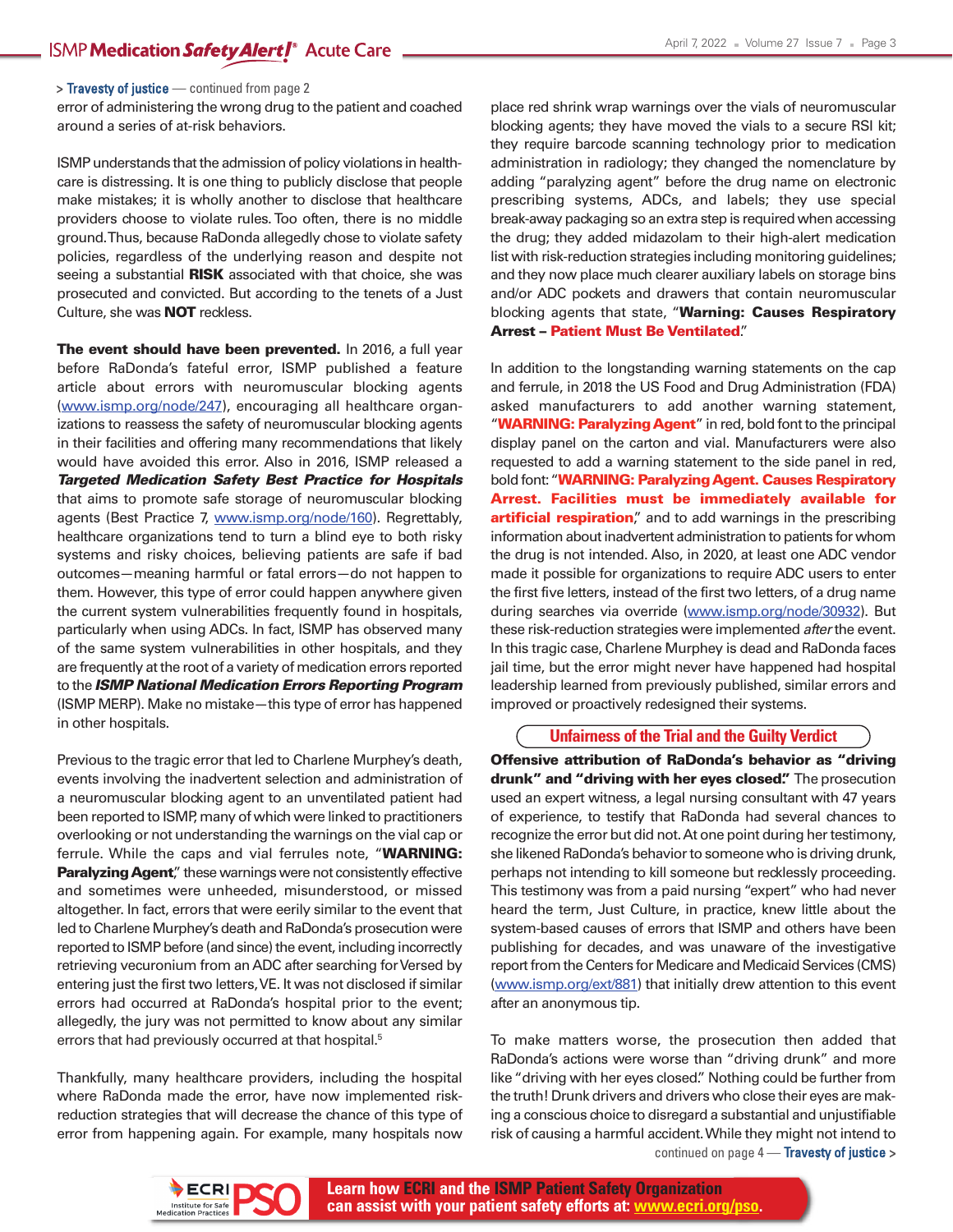> **Travesty of justice** — continued from page 2

error of administering the wrong drug to the patient and coached around a series of at-risk behaviors.

ISMP understands that the admission of policy violations in healthcare is distressing. It is one thing to publicly disclose that people make mistakes; it is wholly another to disclose that healthcare providers choose to violate rules. Too often, there is no middle ground. Thus, because RaDonda allegedly chose to violate safety policies, regardless of the underlying reason and despite not seeing a substantial **RISK** associated with that choice, she was prosecuted and convicted. But according to the tenets of a Just Culture, she was **NOT** reckless.

**The event should have been prevented.** In 2016, a full year before RaDonda's fateful error, ISMP published a feature article about errors with neuromuscular blocking agents (www.ismp.org/node/247), encouraging all healthcare organizations to reassess the safety of neuromuscular blocking agents in their facilities and offering many recommendations that likely would have avoided this error. Also in 2016, ISMP released a ***Targeted Medication Safety Best Practice for Hospitals*** that aims to promote safe storage of neuromuscular blocking agents (Best Practice 7, www.ismp.org/node/160). Regrettably, healthcare organizations tend to turn a blind eye to both risky systems and risky choices, believing patients are safe if bad outcomes—meaning harmful or fatal errors—do not happen to them. However, this type of error could happen anywhere given the current system vulnerabilities frequently found in hospitals, particularly when using ADCs. In fact, ISMP has observed many of the same system vulnerabilities in other hospitals, and they are frequently at the root of a variety of medication errors reported to the ***ISMP National Medication Errors Reporting Program*** (ISMP MERP). Make no mistake—this type of error has happened in other hospitals.

Previous to the tragic error that led to Charlene Murphey's death, events involving the inadvertent selection and administration of a neuromuscular blocking agent to an unventilated patient had been reported to ISMP, many of which were linked to practitioners overlooking or not understanding the warnings on the vial cap or ferrule. While the caps and vial ferrules note, "**WARNING: Paralyzing Agent**," these warnings were not consistently effective and sometimes were unheeded, misunderstood, or missed altogether. In fact, errors that were eerily similar to the event that led to Charlene Murphey's death and RaDonda's prosecution were reported to ISMP before (and since) the event, including incorrectly retrieving vecuronium from an ADC after searching for Versed by entering just the first two letters, VE. It was not disclosed if similar errors had occurred at RaDonda's hospital prior to the event; allegedly, the jury was not permitted to know about any similar errors that had previously occurred at that hospital.[5]

Thankfully, many healthcare providers, including the hospital where RaDonda made the error, have now implemented risk-reduction strategies that will decrease the chance of this type of error from happening again. For example, many hospitals now place red shrink wrap warnings over the vials of neuromuscular blocking agents; they have moved the vials to a secure RSI kit; they require barcode scanning technology prior to medication administration in radiology; they changed the nomenclature by adding "paralyzing agent" before the drug name on electronic prescribing systems, ADCs, and labels; they use special break-away packaging so an extra step is required when accessing the drug; they added midazolam to their high-alert medication list with risk-reduction strategies including monitoring guidelines; and they now place much clearer auxiliary labels on storage bins and/or ADC pockets and drawers that contain neuromuscular blocking agents that state, "**Warning: Causes Respiratory Arrest – Patient Must Be Ventilated**."

In addition to the longstanding warning statements on the cap and ferrule, in 2018 the US Food and Drug Administration (FDA) asked manufacturers to add another warning statement, "**WARNING: Paralyzing Agent**" in red, bold font to the principal display panel on the carton and vial. Manufacturers were also requested to add a warning statement to the side panel in red, bold font: "**WARNING: Paralyzing Agent. Causes Respiratory Arrest. Facilities must be immediately available for artificial respiration**," and to add warnings in the prescribing information about inadvertent administration to patients for whom the drug is not intended. Also, in 2020, at least one ADC vendor made it possible for organizations to require ADC users to enter the first five letters, instead of the first two letters, of a drug name during searches via override (www.ismp.org/node/30932). But these risk-reduction strategies were implemented *after* the event. In this tragic case, Charlene Murphey is dead and RaDonda faces jail time, but the error might never have happened had hospital leadership learned from previously published, similar errors and improved or proactively redesigned their systems.

## Unfairness of the Trial and the Guilty Verdict

**Offensive attribution of RaDonda's behavior as "driving drunk" and "driving with her eyes closed."** The prosecution used an expert witness, a legal nursing consultant with 47 years of experience, to testify that RaDonda had several chances to recognize the error but did not. At one point during her testimony, she likened RaDonda's behavior to someone who is driving drunk, perhaps not intending to kill someone but recklessly proceeding. This testimony was from a paid nursing "expert" who had never heard the term, Just Culture, in practice, knew little about the system-based causes of errors that ISMP and others have been publishing for decades, and was unaware of the investigative report from the Centers for Medicare and Medicaid Services (CMS) (www.ismp.org/ext/881) that initially drew attention to this event after an anonymous tip.

To make matters worse, the prosecution then added that RaDonda's actions were worse than "driving drunk" and more like "driving with her eyes closed." Nothing could be further from the truth! Drunk drivers and drivers who close their eyes are making a conscious choice to disregard a substantial and unjustifiable risk of causing a harmful accident. While they might not intend to

continued on page 4 — **Travesty of justice** >

**Learn how ECRI and the ISMP Patient Safety Organization can assist with your patient safety efforts at: www.ecri.org/pso.**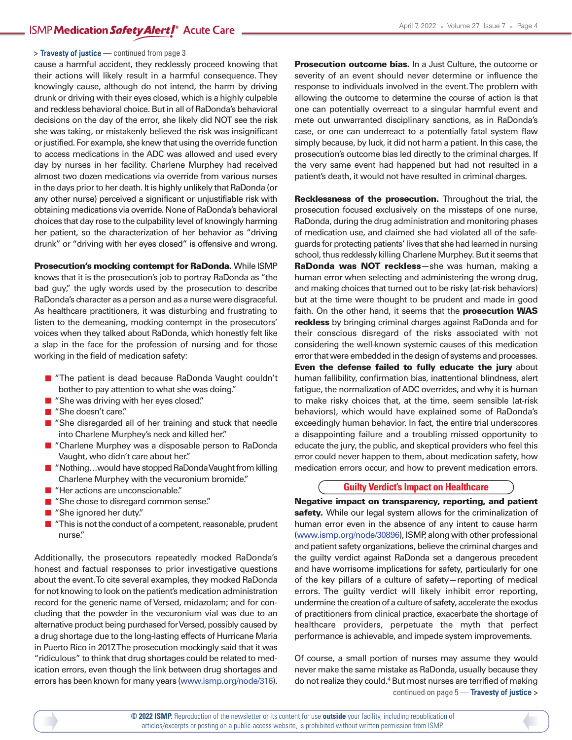> Travesty of justice — continued from page 3

cause a harmful accident, they recklessly proceed knowing that their actions will likely result in a harmful consequence. They knowingly cause, although do not intend, the harm by driving drunk or driving with their eyes closed, which is a highly culpable and reckless behavioral choice. But in all of RaDonda's behavioral decisions on the day of the error, she likely did NOT see the risk she was taking, or mistakenly believed the risk was insignificant or justified. For example, she knew that using the override function to access medications in the ADC was allowed and used every day by nurses in her facility. Charlene Murphey had received almost two dozen medications via override from various nurses in the days prior to her death. It is highly unlikely that RaDonda (or any other nurse) perceived a significant or unjustifiable risk with obtaining medications via override. None of RaDonda's behavioral choices that day rose to the culpability level of knowingly harming her patient, so the characterization of her behavior as "driving drunk" or "driving with her eyes closed" is offensive and wrong.

**Prosecution's mocking contempt for RaDonda.** While ISMP knows that it is the prosecution's job to portray RaDonda as "the bad guy," the ugly words used by the prosecution to describe RaDonda's character as a person and as a nurse were disgraceful. As healthcare practitioners, it was disturbing and frustrating to listen to the demeaning, mocking contempt in the prosecutors' voices when they talked about RaDonda, which honestly felt like a slap in the face for the profession of nursing and for those working in the field of medication safety:

- "The patient is dead because RaDonda Vaught couldn't bother to pay attention to what she was doing."
- "She was driving with her eyes closed."
- "She doesn't care."
- "She disregarded all of her training and stuck that needle into Charlene Murphey's neck and killed her."
- "Charlene Murphey was a disposable person to RaDonda Vaught, who didn't care about her."
- "Nothing…would have stopped RaDonda Vaught from killing Charlene Murphey with the vecuronium bromide."
- "Her actions are unconscionable."
- "She chose to disregard common sense."
- "She ignored her duty."
- "This is not the conduct of a competent, reasonable, prudent nurse."

Additionally, the prosecutors repeatedly mocked RaDonda's honest and factual responses to prior investigative questions about the event. To cite several examples, they mocked RaDonda for not knowing to look on the patient's medication administration record for the generic name of Versed, midazolam; and for concluding that the powder in the vecuronium vial was due to an alternative product being purchased for Versed, possibly caused by a drug shortage due to the long-lasting effects of Hurricane Maria in Puerto Rico in 2017. The prosecution mockingly said that it was "ridiculous" to think that drug shortages could be related to medication errors, even though the link between drug shortages and errors has been known for many years (www.ismp.org/node/316).

**Prosecution outcome bias.** In a Just Culture, the outcome or severity of an event should never determine or influence the response to individuals involved in the event. The problem with allowing the outcome to determine the course of action is that one can potentially overreact to a singular harmful event and mete out unwarranted disciplinary sanctions, as in RaDonda's case, or one can underreact to a potentially fatal system flaw simply because, by luck, it did not harm a patient. In this case, the prosecution's outcome bias led directly to the criminal charges. If the very same event had happened but had not resulted in a patient's death, it would not have resulted in criminal charges.

**Recklessness of the prosecution.** Throughout the trial, the prosecution focused exclusively on the missteps of one nurse, RaDonda, during the drug administration and monitoring phases of medication use, and claimed she had violated all of the safeguards for protecting patients' lives that she had learned in nursing school, thus recklessly killing Charlene Murphey. But it seems that **RaDonda was NOT reckless**—she was human, making a human error when selecting and administering the wrong drug, and making choices that turned out to be risky (at-risk behaviors) but at the time were thought to be prudent and made in good faith. On the other hand, it seems that the **prosecution WAS reckless** by bringing criminal charges against RaDonda and for their conscious disregard of the risks associated with not considering the well-known systemic causes of this medication error that were embedded in the design of systems and processes. **Even the defense failed to fully educate the jury** about human fallibility, confirmation bias, inattentional blindness, alert fatigue, the normalization of ADC overrides, and why it is human to make risky choices that, at the time, seem sensible (at-risk behaviors), which would have explained some of RaDonda's exceedingly human behavior. In fact, the entire trial underscores a disappointing failure and a troubling missed opportunity to educate the jury, the public, and skeptical providers who feel this error could never happen to them, about medication safety, how medication errors occur, and how to prevent medication errors.

## Guilty Verdict's Impact on Healthcare

**Negative impact on transparency, reporting, and patient safety.** While our legal system allows for the criminalization of human error even in the absence of any intent to cause harm (www.ismp.org/node/30896), ISMP, along with other professional and patient safety organizations, believe the criminal charges and the guilty verdict against RaDonda set a dangerous precedent and have worrisome implications for safety, particularly for one of the key pillars of a culture of safety—reporting of medical errors. The guilty verdict will likely inhibit error reporting, undermine the creation of a culture of safety, accelerate the exodus of practitioners from clinical practice, exacerbate the shortage of healthcare providers, perpetuate the myth that perfect performance is achievable, and impede system improvements.

Of course, a small portion of nurses may assume they would never make the same mistake as RaDonda, usually because they do not realize they could.[4] But most nurses are terrified of making

continued on page 5 — Travesty of justice >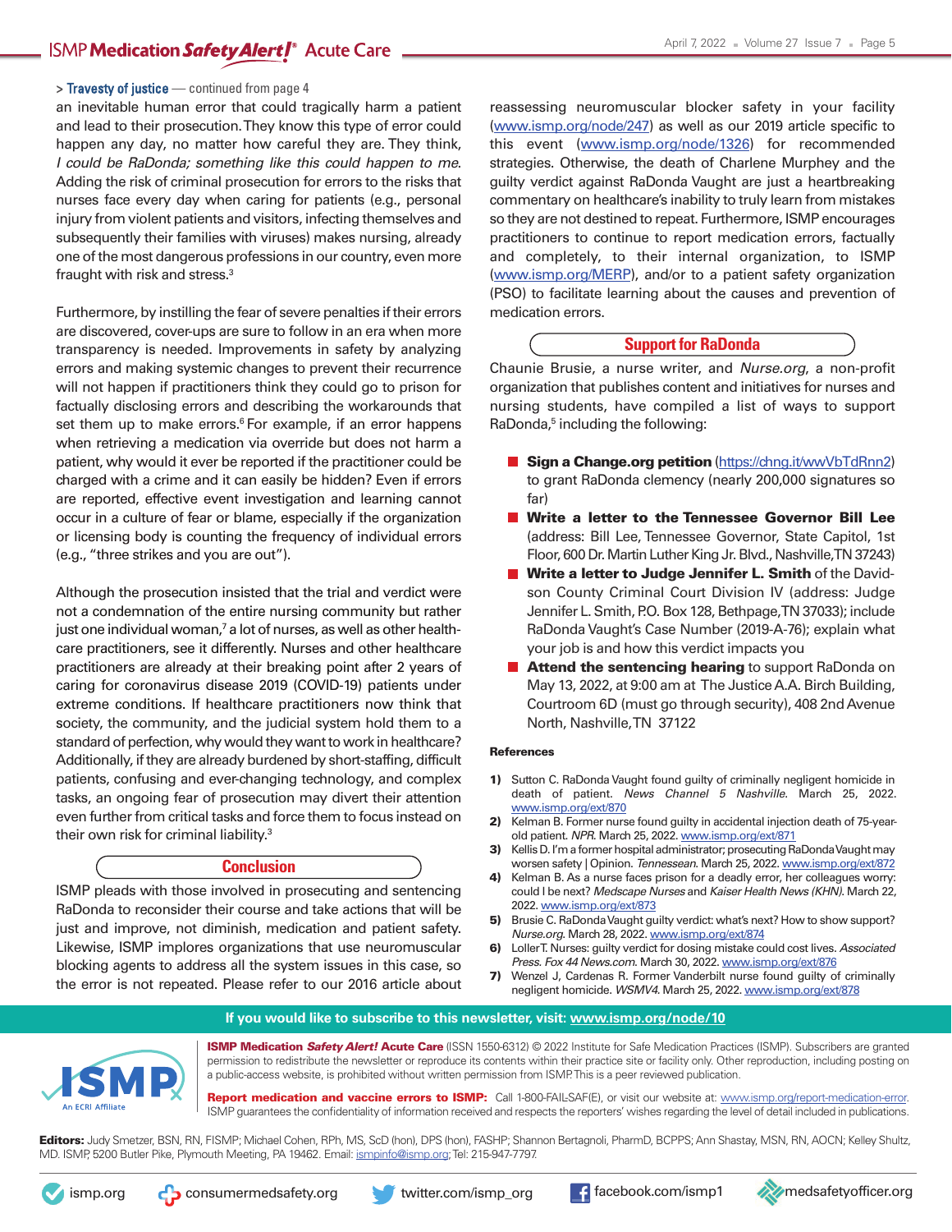> Travesty of justice — continued from page 4

an inevitable human error that could tragically harm a patient and lead to their prosecution. They know this type of error could happen any day, no matter how careful they are. They think, *I could be RaDonda; something like this could happen to me.* Adding the risk of criminal prosecution for errors to the risks that nurses face every day when caring for patients (e.g., personal injury from violent patients and visitors, infecting themselves and subsequently their families with viruses) makes nursing, already one of the most dangerous professions in our country, even more fraught with risk and stress.[3]

Furthermore, by instilling the fear of severe penalties if their errors are discovered, cover-ups are sure to follow in an era when more transparency is needed. Improvements in safety by analyzing errors and making systemic changes to prevent their recurrence will not happen if practitioners think they could go to prison for factually disclosing errors and describing the workarounds that set them up to make errors.[6] For example, if an error happens when retrieving a medication via override but does not harm a patient, why would it ever be reported if the practitioner could be charged with a crime and it can easily be hidden? Even if errors are reported, effective event investigation and learning cannot occur in a culture of fear or blame, especially if the organization or licensing body is counting the frequency of individual errors (e.g., "three strikes and you are out").

Although the prosecution insisted that the trial and verdict were not a condemnation of the entire nursing community but rather just one individual woman,[7] a lot of nurses, as well as other healthcare practitioners, see it differently. Nurses and other healthcare practitioners are already at their breaking point after 2 years of caring for coronavirus disease 2019 (COVID-19) patients under extreme conditions. If healthcare practitioners now think that society, the community, and the judicial system hold them to a standard of perfection, why would they want to work in healthcare? Additionally, if they are already burdened by short-staffing, difficult patients, confusing and ever-changing technology, and complex tasks, an ongoing fear of prosecution may divert their attention even further from critical tasks and force them to focus instead on their own risk for criminal liability.[3]

## Conclusion

ISMP pleads with those involved in prosecuting and sentencing RaDonda to reconsider their course and take actions that will be just and improve, not diminish, medication and patient safety. Likewise, ISMP implores organizations that use neuromuscular blocking agents to address all the system issues in this case, so the error is not repeated. Please refer to our 2016 article about reassessing neuromuscular blocker safety in your facility (www.ismp.org/node/247) as well as our 2019 article specific to this event (www.ismp.org/node/1326) for recommended strategies. Otherwise, the death of Charlene Murphey and the guilty verdict against RaDonda Vaught are just a heartbreaking commentary on healthcare's inability to truly learn from mistakes so they are not destined to repeat. Furthermore, ISMP encourages practitioners to continue to report medication errors, factually and completely, to their internal organization, to ISMP (www.ismp.org/MERP), and/or to a patient safety organization (PSO) to facilitate learning about the causes and prevention of medication errors.

## Support for RaDonda

Chaunie Brusie, a nurse writer, and *Nurse.org*, a non-profit organization that publishes content and initiatives for nurses and nursing students, have compiled a list of ways to support RaDonda,[5] including the following:

- **Sign a Change.org petition** (https://chng.it/wwVbTdRnn2) to grant RaDonda clemency (nearly 200,000 signatures so far)
- **Write a letter to the Tennessee Governor Bill Lee** (address: Bill Lee, Tennessee Governor, State Capitol, 1st Floor, 600 Dr. Martin Luther King Jr. Blvd., Nashville, TN 37243)
- **Write a letter to Judge Jennifer L. Smith** of the Davidson County Criminal Court Division IV (address: Judge Jennifer L. Smith, P.O. Box 128, Bethpage, TN 37033); include RaDonda Vaught's Case Number (2019-A-76); explain what your job is and how this verdict impacts you
- **Attend the sentencing hearing** to support RaDonda on May 13, 2022, at 9:00 am at The Justice A.A. Birch Building, Courtroom 6D (must go through security), 408 2nd Avenue North, Nashville, TN 37122

### References

1) Sutton C. RaDonda Vaught found guilty of criminally negligent homicide in death of patient. *News Channel 5 Nashville.* March 25, 2022. www.ismp.org/ext/870
2) Kelman B. Former nurse found guilty in accidental injection death of 75-year-old patient. *NPR.* March 25, 2022. www.ismp.org/ext/871
3) Kellis D. I'm a former hospital administrator; prosecuting RaDonda Vaught may worsen safety | Opinion. *Tennessean.* March 25, 2022. www.ismp.org/ext/872
4) Kelman B. As a nurse faces prison for a deadly error, her colleagues worry: could I be next? *Medscape Nurses* and *Kaiser Health News (KHN).* March 22, 2022. www.ismp.org/ext/873
5) Brusie C. RaDonda Vaught guilty verdict: what's next? How to show support? *Nurse.org.* March 28, 2022. www.ismp.org/ext/874
6) Loller T. Nurses: guilty verdict for dosing mistake could cost lives. *Associated Press. Fox 44 News.com.* March 30, 2022. www.ismp.org/ext/876
7) Wenzel J, Cardenas R. Former Vanderbilt nurse found guilty of criminally negligent homicide. *WSMV4.* March 25, 2022. www.ismp.org/ext/878

**If you would like to subscribe to this newsletter, visit: www.ismp.org/node/10**

**ISMP Medication *Safety Alert!* Acute Care** (ISSN 1550-6312) © 2022 Institute for Safe Medication Practices (ISMP). Subscribers are granted permission to redistribute the newsletter or reproduce its contents within their practice site or facility only. Other reproduction, including posting on a public-access website, is prohibited without written permission from ISMP. This is a peer reviewed publication.

**Report medication and vaccine errors to ISMP:** Call 1-800-FAIL-SAF(E), or visit our website at: www.ismp.org/report-medication-error. ISMP guarantees the confidentiality of information received and respects the reporters' wishes regarding the level of detail included in publications.

**Editors:** Judy Smetzer, BSN, RN, FISMP; Michael Cohen, RPh, MS, ScD (hon), DPS (hon), FASHP; Shannon Bertagnoli, PharmD, BCPPS; Ann Shastay, MSN, RN, AOCN; Kelley Shultz, MD. ISMP, 5200 Butler Pike, Plymouth Meeting, PA 19462. Email: ismpinfo@ismp.org; Tel: 215-947-7797.

ismp.org | consumermedsafety.org | twitter.com/ismp_org | facebook.com/ismp1 | medsafetyofficer.org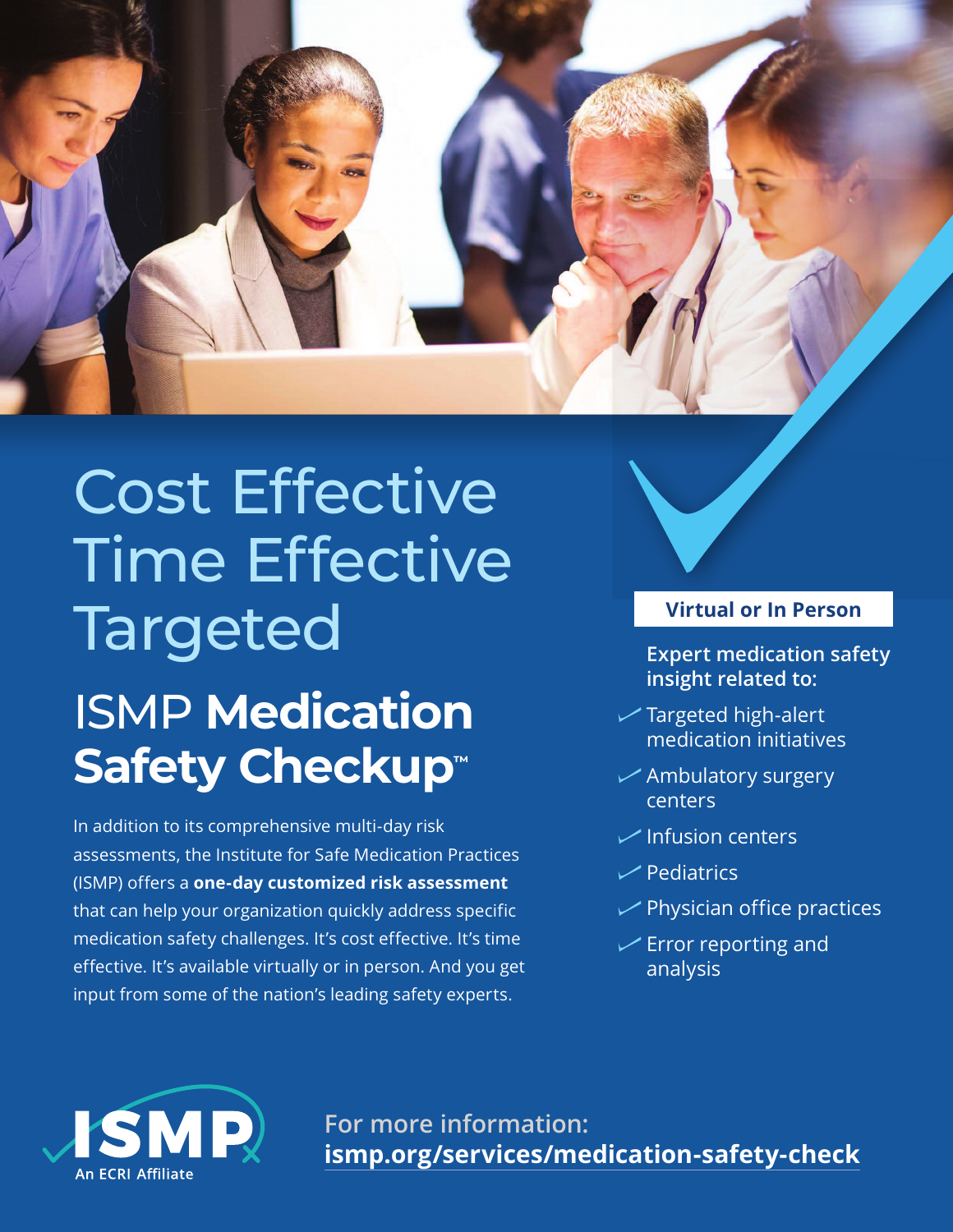# Cost Effective Time Effective Targeted

## ISMP **Medication Safety Checkup™**

In addition to its comprehensive multi-day risk assessments, the Institute for Safe Medication Practices (ISMP) offers a **one-day customized risk assessment** that can help your organization quickly address specific medication safety challenges. It's cost effective. It's time effective. It's available virtually or in person. And you get input from some of the nation's leading safety experts.

**Virtual or In Person**

**Expert medication safety insight related to:**

- Targeted high-alert medication initiatives
- Ambulatory surgery centers
- Infusion centers
- Pediatrics
- Physician office practices
- Error reporting and analysis

ISMP
An ECRI Affiliate

**For more information:**
**ismp.org/services/medication-safety-check**